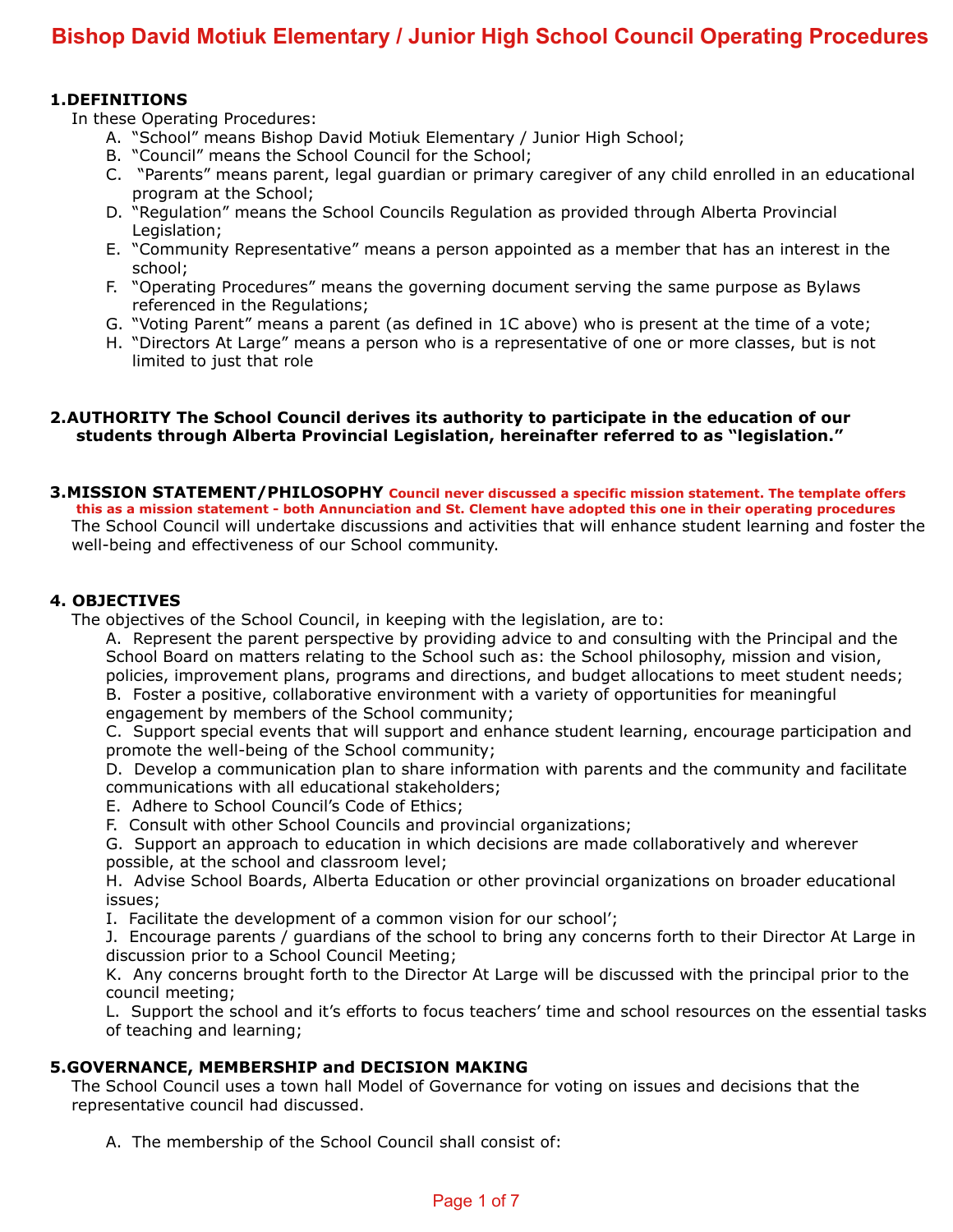# Bishop David Motiuk Elementary / Junior High School Council Operating Procedures

## 1. DEFINITIONS

In these Operating Procedures:

A. "School" means Bishop David Motiuk Elementary / Junior High School;
B. "Council" means the School Council for the School;
C. "Parents" means parent, legal guardian or primary caregiver of any child enrolled in an educational program at the School;
D. "Regulation" means the School Councils Regulation as provided through Alberta Provincial Legislation;
E. "Community Representative" means a person appointed as a member that has an interest in the school;
F. "Operating Procedures" means the governing document serving the same purpose as Bylaws referenced in the Regulations;
G. "Voting Parent" means a parent (as defined in 1C above) who is present at the time of a vote;
H. "Directors At Large" means a person who is a representative of one or more classes, but is not limited to just that role

## 2. AUTHORITY The School Council derives its authority to participate in the education of our students through Alberta Provincial Legislation, hereinafter referred to as "legislation."

## 3. MISSION STATEMENT/PHILOSOPHY

**Council never discussed a specific mission statement. The template offers this as a mission statement - both Annunciation and St. Clement have adopted this one in their operating procedures**

The School Council will undertake discussions and activities that will enhance student learning and foster the well-being and effectiveness of our School community.

## 4. OBJECTIVES

The objectives of the School Council, in keeping with the legislation, are to:

A. Represent the parent perspective by providing advice to and consulting with the Principal and the School Board on matters relating to the School such as: the School philosophy, mission and vision, policies, improvement plans, programs and directions, and budget allocations to meet student needs;
B. Foster a positive, collaborative environment with a variety of opportunities for meaningful engagement by members of the School community;
C. Support special events that will support and enhance student learning, encourage participation and promote the well-being of the School community;
D. Develop a communication plan to share information with parents and the community and facilitate communications with all educational stakeholders;
E. Adhere to School Council's Code of Ethics;
F. Consult with other School Councils and provincial organizations;
G. Support an approach to education in which decisions are made collaboratively and wherever possible, at the school and classroom level;
H. Advise School Boards, Alberta Education or other provincial organizations on broader educational issues;
I. Facilitate the development of a common vision for our school';
J. Encourage parents / guardians of the school to bring any concerns forth to their Director At Large in discussion prior to a School Council Meeting;
K. Any concerns brought forth to the Director At Large will be discussed with the principal prior to the council meeting;
L. Support the school and it's efforts to focus teachers' time and school resources on the essential tasks of teaching and learning;

## 5. GOVERNANCE, MEMBERSHIP and DECISION MAKING

The School Council uses a town hall Model of Governance for voting on issues and decisions that the representative council had discussed.

A. The membership of the School Council shall consist of: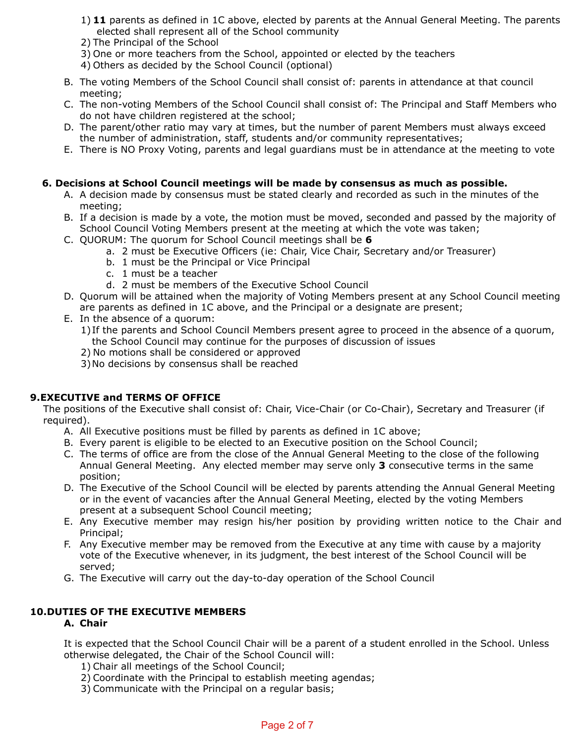1) **11** parents as defined in 1C above, elected by parents at the Annual General Meeting. The parents elected shall represent all of the School community
2) The Principal of the School
3) One or more teachers from the School, appointed or elected by the teachers
4) Others as decided by the School Council (optional)

B. The voting Members of the School Council shall consist of: parents in attendance at that council meeting;

C. The non-voting Members of the School Council shall consist of: The Principal and Staff Members who do not have children registered at the school;

D. The parent/other ratio may vary at times, but the number of parent Members must always exceed the number of administration, staff, students and/or community representatives;

E. There is NO Proxy Voting, parents and legal guardians must be in attendance at the meeting to vote

**6. Decisions at School Council meetings will be made by consensus as much as possible.**

A. A decision made by consensus must be stated clearly and recorded as such in the minutes of the meeting;

B. If a decision is made by a vote, the motion must be moved, seconded and passed by the majority of School Council Voting Members present at the meeting at which the vote was taken;

C. QUORUM: The quorum for School Council meetings shall be **6**
   a. 2 must be Executive Officers (ie: Chair, Vice Chair, Secretary and/or Treasurer)
   b. 1 must be the Principal or Vice Principal
   c. 1 must be a teacher
   d. 2 must be members of the Executive School Council

D. Quorum will be attained when the majority of Voting Members present at any School Council meeting are parents as defined in 1C above, and the Principal or a designate are present;

E. In the absence of a quorum:
   1) If the parents and School Council Members present agree to proceed in the absence of a quorum, the School Council may continue for the purposes of discussion of issues
   2) No motions shall be considered or approved
   3) No decisions by consensus shall be reached

**9. EXECUTIVE and TERMS OF OFFICE**

The positions of the Executive shall consist of: Chair, Vice-Chair (or Co-Chair), Secretary and Treasurer (if required).

A. All Executive positions must be filled by parents as defined in 1C above;

B. Every parent is eligible to be elected to an Executive position on the School Council;

C. The terms of office are from the close of the Annual General Meeting to the close of the following Annual General Meeting. Any elected member may serve only **3** consecutive terms in the same position;

D. The Executive of the School Council will be elected by parents attending the Annual General Meeting or in the event of vacancies after the Annual General Meeting, elected by the voting Members present at a subsequent School Council meeting;

E. Any Executive member may resign his/her position by providing written notice to the Chair and Principal;

F. Any Executive member may be removed from the Executive at any time with cause by a majority vote of the Executive whenever, in its judgment, the best interest of the School Council will be served;

G. The Executive will carry out the day-to-day operation of the School Council

**10. DUTIES OF THE EXECUTIVE MEMBERS**

**A. Chair**

It is expected that the School Council Chair will be a parent of a student enrolled in the School. Unless otherwise delegated, the Chair of the School Council will:

1) Chair all meetings of the School Council;
2) Coordinate with the Principal to establish meeting agendas;
3) Communicate with the Principal on a regular basis;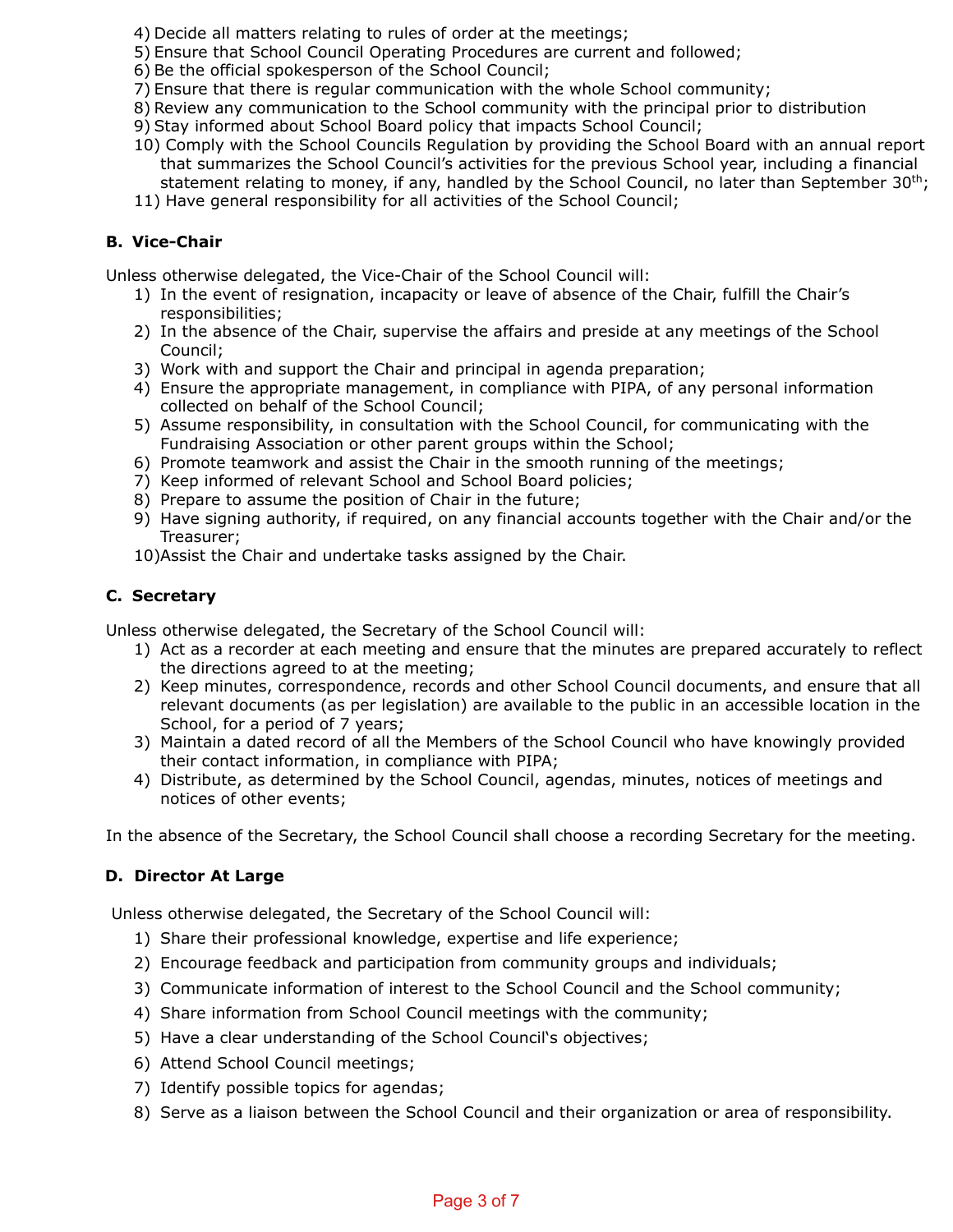4) Decide all matters relating to rules of order at the meetings;
5) Ensure that School Council Operating Procedures are current and followed;
6) Be the official spokesperson of the School Council;
7) Ensure that there is regular communication with the whole School community;
8) Review any communication to the School community with the principal prior to distribution
9) Stay informed about School Board policy that impacts School Council;
10) Comply with the School Councils Regulation by providing the School Board with an annual report that summarizes the School Council's activities for the previous School year, including a financial statement relating to money, if any, handled by the School Council, no later than September 30th;
11) Have general responsibility for all activities of the School Council;

### B. Vice-Chair

Unless otherwise delegated, the Vice-Chair of the School Council will:

1) In the event of resignation, incapacity or leave of absence of the Chair, fulfill the Chair's responsibilities;
2) In the absence of the Chair, supervise the affairs and preside at any meetings of the School Council;
3) Work with and support the Chair and principal in agenda preparation;
4) Ensure the appropriate management, in compliance with PIPA, of any personal information collected on behalf of the School Council;
5) Assume responsibility, in consultation with the School Council, for communicating with the Fundraising Association or other parent groups within the School;
6) Promote teamwork and assist the Chair in the smooth running of the meetings;
7) Keep informed of relevant School and School Board policies;
8) Prepare to assume the position of Chair in the future;
9) Have signing authority, if required, on any financial accounts together with the Chair and/or the Treasurer;
10) Assist the Chair and undertake tasks assigned by the Chair.

### C. Secretary

Unless otherwise delegated, the Secretary of the School Council will:

1) Act as a recorder at each meeting and ensure that the minutes are prepared accurately to reflect the directions agreed to at the meeting;
2) Keep minutes, correspondence, records and other School Council documents, and ensure that all relevant documents (as per legislation) are available to the public in an accessible location in the School, for a period of 7 years;
3) Maintain a dated record of all the Members of the School Council who have knowingly provided their contact information, in compliance with PIPA;
4) Distribute, as determined by the School Council, agendas, minutes, notices of meetings and notices of other events;

In the absence of the Secretary, the School Council shall choose a recording Secretary for the meeting.

### D. Director At Large

Unless otherwise delegated, the Secretary of the School Council will:

1) Share their professional knowledge, expertise and life experience;
2) Encourage feedback and participation from community groups and individuals;
3) Communicate information of interest to the School Council and the School community;
4) Share information from School Council meetings with the community;
5) Have a clear understanding of the School Council's objectives;
6) Attend School Council meetings;
7) Identify possible topics for agendas;
8) Serve as a liaison between the School Council and their organization or area of responsibility.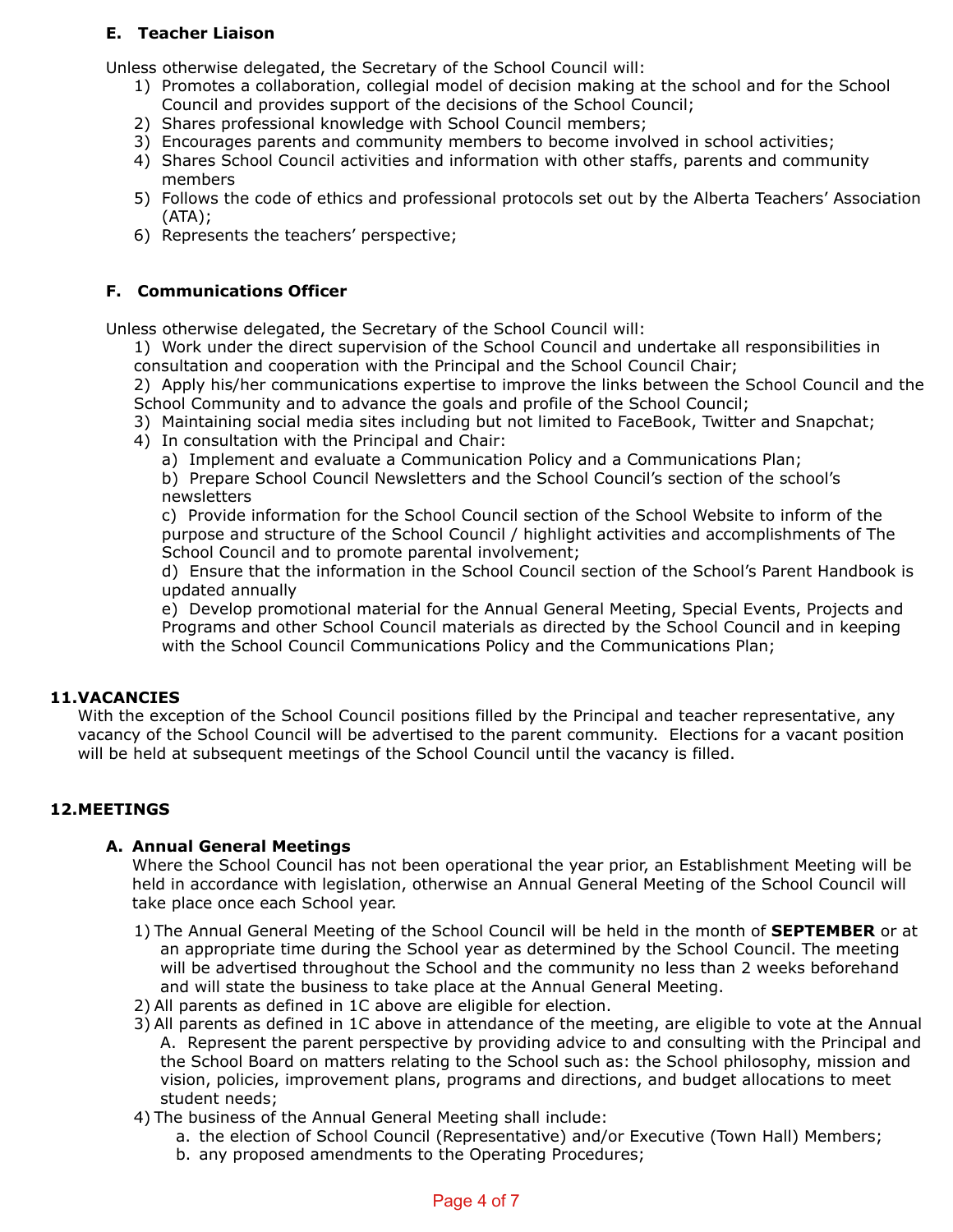### E. Teacher Liaison

Unless otherwise delegated, the Secretary of the School Council will:

1) Promotes a collaboration, collegial model of decision making at the school and for the School Council and provides support of the decisions of the School Council;
2) Shares professional knowledge with School Council members;
3) Encourages parents and community members to become involved in school activities;
4) Shares School Council activities and information with other staffs, parents and community members
5) Follows the code of ethics and professional protocols set out by the Alberta Teachers' Association (ATA);
6) Represents the teachers' perspective;

### F. Communications Officer

Unless otherwise delegated, the Secretary of the School Council will:

1) Work under the direct supervision of the School Council and undertake all responsibilities in consultation and cooperation with the Principal and the School Council Chair;
2) Apply his/her communications expertise to improve the links between the School Council and the School Community and to advance the goals and profile of the School Council;
3) Maintaining social media sites including but not limited to FaceBook, Twitter and Snapchat;
4) In consultation with the Principal and Chair:
   a) Implement and evaluate a Communication Policy and a Communications Plan;
   b) Prepare School Council Newsletters and the School Council's section of the school's newsletters
   c) Provide information for the School Council section of the School Website to inform of the purpose and structure of the School Council / highlight activities and accomplishments of The School Council and to promote parental involvement;
   d) Ensure that the information in the School Council section of the School's Parent Handbook is updated annually
   e) Develop promotional material for the Annual General Meeting, Special Events, Projects and Programs and other School Council materials as directed by the School Council and in keeping with the School Council Communications Policy and the Communications Plan;

## 11. VACANCIES

With the exception of the School Council positions filled by the Principal and teacher representative, any vacancy of the School Council will be advertised to the parent community. Elections for a vacant position will be held at subsequent meetings of the School Council until the vacancy is filled.

## 12. MEETINGS

### A. Annual General Meetings

Where the School Council has not been operational the year prior, an Establishment Meeting will be held in accordance with legislation, otherwise an Annual General Meeting of the School Council will take place once each School year.

1) The Annual General Meeting of the School Council will be held in the month of **SEPTEMBER** or at an appropriate time during the School year as determined by the School Council. The meeting will be advertised throughout the School and the community no less than 2 weeks beforehand and will state the business to take place at the Annual General Meeting.
2) All parents as defined in 1C above are eligible for election.
3) All parents as defined in 1C above in attendance of the meeting, are eligible to vote at the Annual A. Represent the parent perspective by providing advice to and consulting with the Principal and the School Board on matters relating to the School such as: the School philosophy, mission and vision, policies, improvement plans, programs and directions, and budget allocations to meet student needs;
4) The business of the Annual General Meeting shall include:
   a. the election of School Council (Representative) and/or Executive (Town Hall) Members;
   b. any proposed amendments to the Operating Procedures;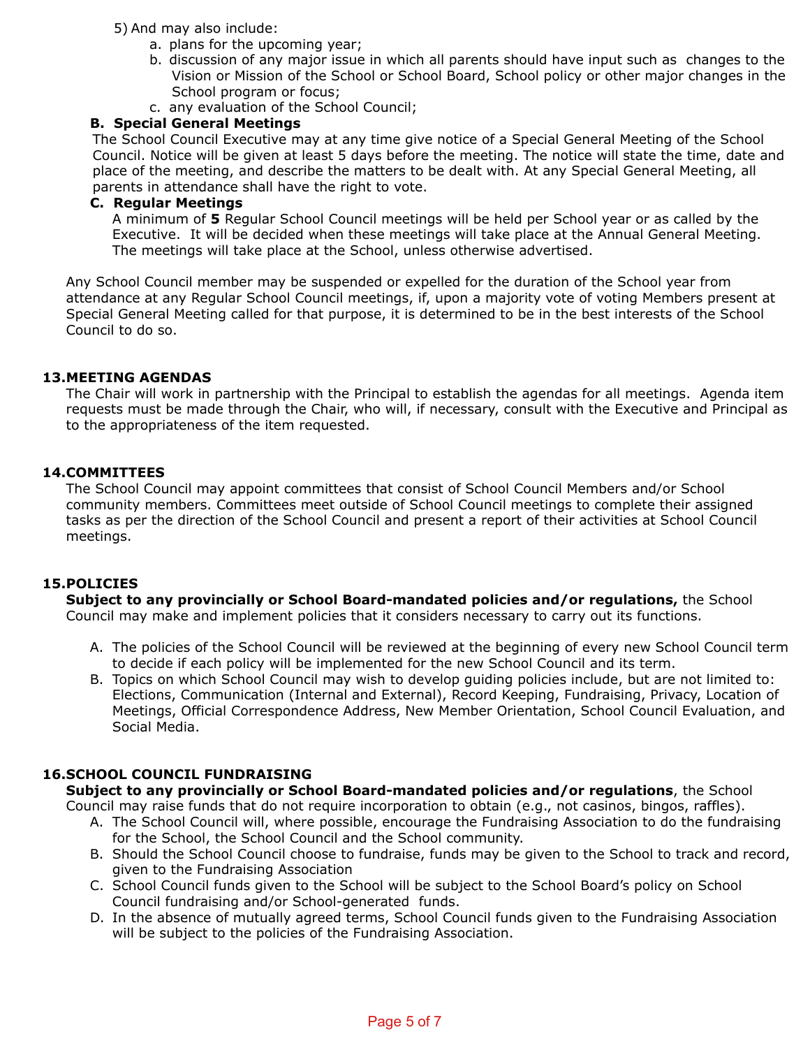5) And may also include:
   a. plans for the upcoming year;
   b. discussion of any major issue in which all parents should have input such as changes to the Vision or Mission of the School or School Board, School policy or other major changes in the School program or focus;
   c. any evaluation of the School Council;

**B. Special General Meetings**

The School Council Executive may at any time give notice of a Special General Meeting of the School Council. Notice will be given at least 5 days before the meeting. The notice will state the time, date and place of the meeting, and describe the matters to be dealt with. At any Special General Meeting, all parents in attendance shall have the right to vote.

**C. Regular Meetings**

A minimum of **5** Regular School Council meetings will be held per School year or as called by the Executive. It will be decided when these meetings will take place at the Annual General Meeting. The meetings will take place at the School, unless otherwise advertised.

Any School Council member may be suspended or expelled for the duration of the School year from attendance at any Regular School Council meetings, if, upon a majority vote of voting Members present at Special General Meeting called for that purpose, it is determined to be in the best interests of the School Council to do so.

## 13. MEETING AGENDAS

The Chair will work in partnership with the Principal to establish the agendas for all meetings. Agenda item requests must be made through the Chair, who will, if necessary, consult with the Executive and Principal as to the appropriateness of the item requested.

## 14. COMMITTEES

The School Council may appoint committees that consist of School Council Members and/or School community members. Committees meet outside of School Council meetings to complete their assigned tasks as per the direction of the School Council and present a report of their activities at School Council meetings.

## 15. POLICIES

**Subject to any provincially or School Board-mandated policies and/or regulations,** the School Council may make and implement policies that it considers necessary to carry out its functions.

A. The policies of the School Council will be reviewed at the beginning of every new School Council term to decide if each policy will be implemented for the new School Council and its term.
B. Topics on which School Council may wish to develop guiding policies include, but are not limited to: Elections, Communication (Internal and External), Record Keeping, Fundraising, Privacy, Location of Meetings, Official Correspondence Address, New Member Orientation, School Council Evaluation, and Social Media.

## 16. SCHOOL COUNCIL FUNDRAISING

**Subject to any provincially or School Board-mandated policies and/or regulations**, the School Council may raise funds that do not require incorporation to obtain (e.g., not casinos, bingos, raffles).

A. The School Council will, where possible, encourage the Fundraising Association to do the fundraising for the School, the School Council and the School community.
B. Should the School Council choose to fundraise, funds may be given to the School to track and record, given to the Fundraising Association
C. School Council funds given to the School will be subject to the School Board's policy on School Council fundraising and/or School-generated funds.
D. In the absence of mutually agreed terms, School Council funds given to the Fundraising Association will be subject to the policies of the Fundraising Association.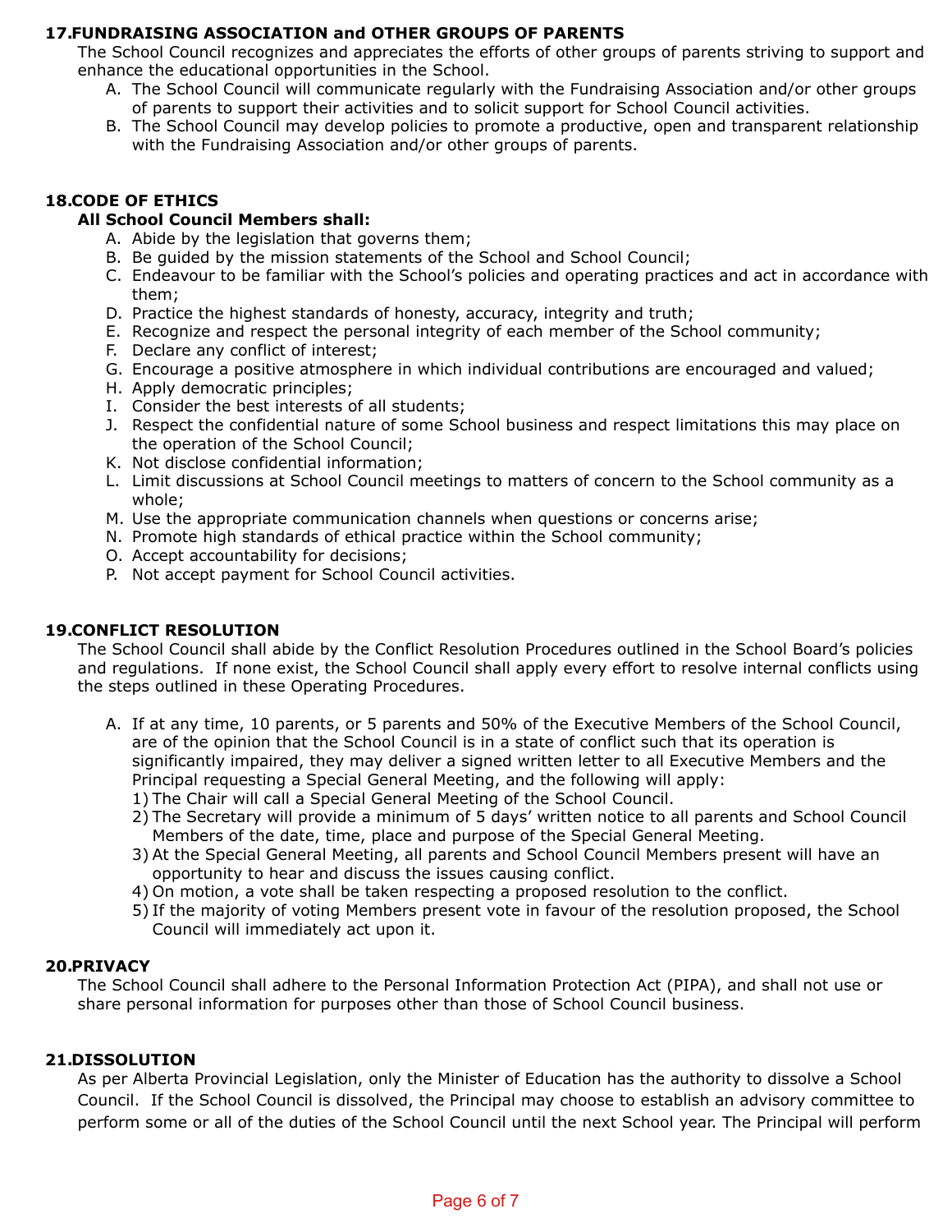## 17.FUNDRAISING ASSOCIATION and OTHER GROUPS OF PARENTS

The School Council recognizes and appreciates the efforts of other groups of parents striving to support and enhance the educational opportunities in the School.

A. The School Council will communicate regularly with the Fundraising Association and/or other groups of parents to support their activities and to solicit support for School Council activities.
B. The School Council may develop policies to promote a productive, open and transparent relationship with the Fundraising Association and/or other groups of parents.

## 18.CODE OF ETHICS

**All School Council Members shall:**

A. Abide by the legislation that governs them;
B. Be guided by the mission statements of the School and School Council;
C. Endeavour to be familiar with the School's policies and operating practices and act in accordance with them;
D. Practice the highest standards of honesty, accuracy, integrity and truth;
E. Recognize and respect the personal integrity of each member of the School community;
F. Declare any conflict of interest;
G. Encourage a positive atmosphere in which individual contributions are encouraged and valued;
H. Apply democratic principles;
I. Consider the best interests of all students;
J. Respect the confidential nature of some School business and respect limitations this may place on the operation of the School Council;
K. Not disclose confidential information;
L. Limit discussions at School Council meetings to matters of concern to the School community as a whole;
M. Use the appropriate communication channels when questions or concerns arise;
N. Promote high standards of ethical practice within the School community;
O. Accept accountability for decisions;
P. Not accept payment for School Council activities.

## 19.CONFLICT RESOLUTION

The School Council shall abide by the Conflict Resolution Procedures outlined in the School Board's policies and regulations. If none exist, the School Council shall apply every effort to resolve internal conflicts using the steps outlined in these Operating Procedures.

A. If at any time, 10 parents, or 5 parents and 50% of the Executive Members of the School Council, are of the opinion that the School Council is in a state of conflict such that its operation is significantly impaired, they may deliver a signed written letter to all Executive Members and the Principal requesting a Special General Meeting, and the following will apply:
   1) The Chair will call a Special General Meeting of the School Council.
   2) The Secretary will provide a minimum of 5 days' written notice to all parents and School Council Members of the date, time, place and purpose of the Special General Meeting.
   3) At the Special General Meeting, all parents and School Council Members present will have an opportunity to hear and discuss the issues causing conflict.
   4) On motion, a vote shall be taken respecting a proposed resolution to the conflict.
   5) If the majority of voting Members present vote in favour of the resolution proposed, the School Council will immediately act upon it.

## 20.PRIVACY

The School Council shall adhere to the Personal Information Protection Act (PIPA), and shall not use or share personal information for purposes other than those of School Council business.

## 21.DISSOLUTION

As per Alberta Provincial Legislation, only the Minister of Education has the authority to dissolve a School Council. If the School Council is dissolved, the Principal may choose to establish an advisory committee to perform some or all of the duties of the School Council until the next School year. The Principal will perform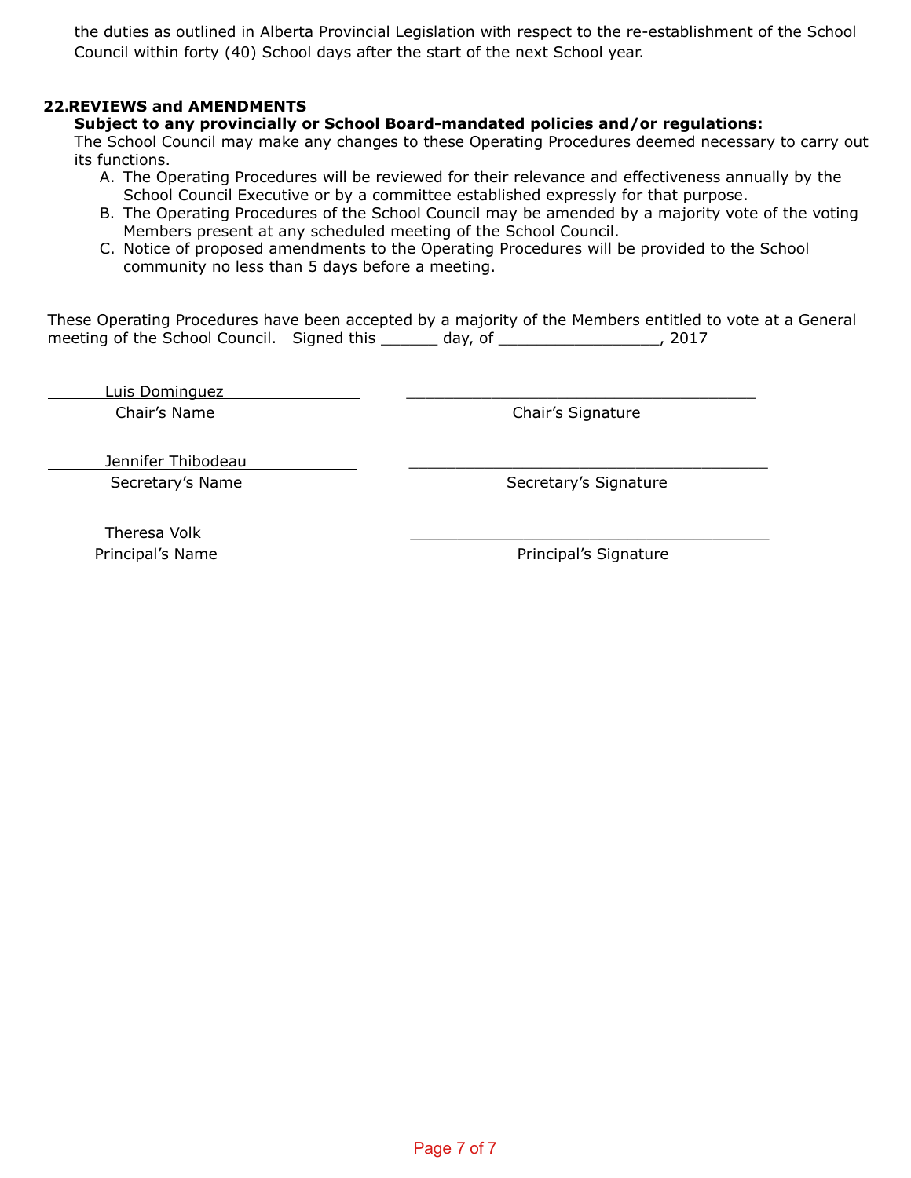the duties as outlined in Alberta Provincial Legislation with respect to the re-establishment of the School Council within forty (40) School days after the start of the next School year.

**22.REVIEWS and AMENDMENTS**

**Subject to any provincially or School Board-mandated policies and/or regulations:**

The School Council may make any changes to these Operating Procedures deemed necessary to carry out its functions.

A. The Operating Procedures will be reviewed for their relevance and effectiveness annually by the School Council Executive or by a committee established expressly for that purpose.
B. The Operating Procedures of the School Council may be amended by a majority vote of the voting Members present at any scheduled meeting of the School Council.
C. Notice of proposed amendments to the Operating Procedures will be provided to the School community no less than 5 days before a meeting.

These Operating Procedures have been accepted by a majority of the Members entitled to vote at a General meeting of the School Council. Signed this ______ day, of _________________, 2017

| | |
|---|---|
| Luis Dominguez | ________________________________ |
| Chair's Name | Chair's Signature |
| Jennifer Thibodeau | ________________________________ |
| Secretary's Name | Secretary's Signature |
| Theresa Volk | ________________________________ |
| Principal's Name | Principal's Signature |